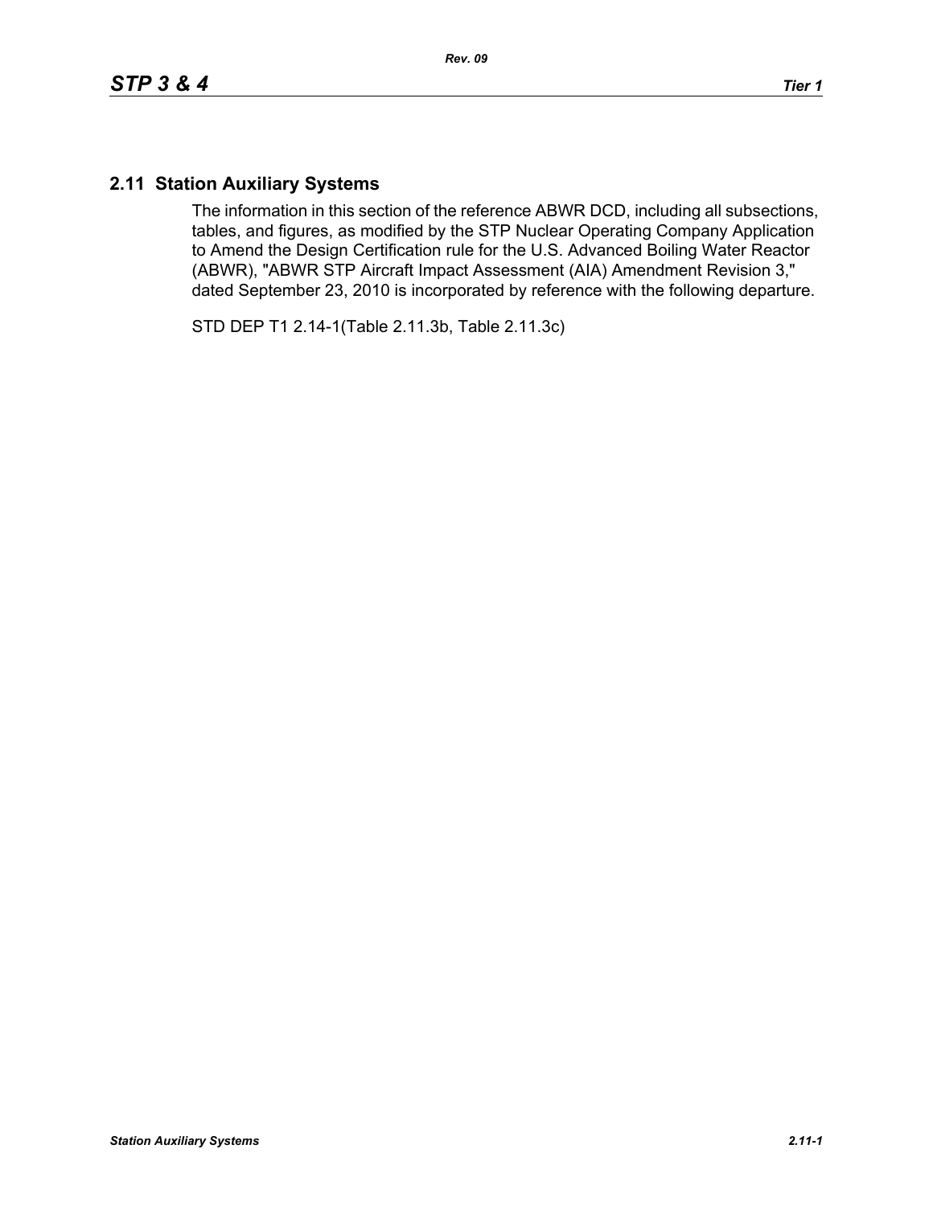## 2.11 Station Auxiliary Systems

The information in this section of the reference ABWR DCD, including all subsections, tables, and figures, as modified by the STP Nuclear Operating Company Application to Amend the Design Certification rule for the U.S. Advanced Boiling Water Reactor (ABWR), "ABWR STP Aircraft Impact Assessment (AIA) Amendment Revision 3," dated September 23, 2010 is incorporated by reference with the following departure.

STD DEP T1 2.14-1(Table 2.11.3b, Table 2.11.3c)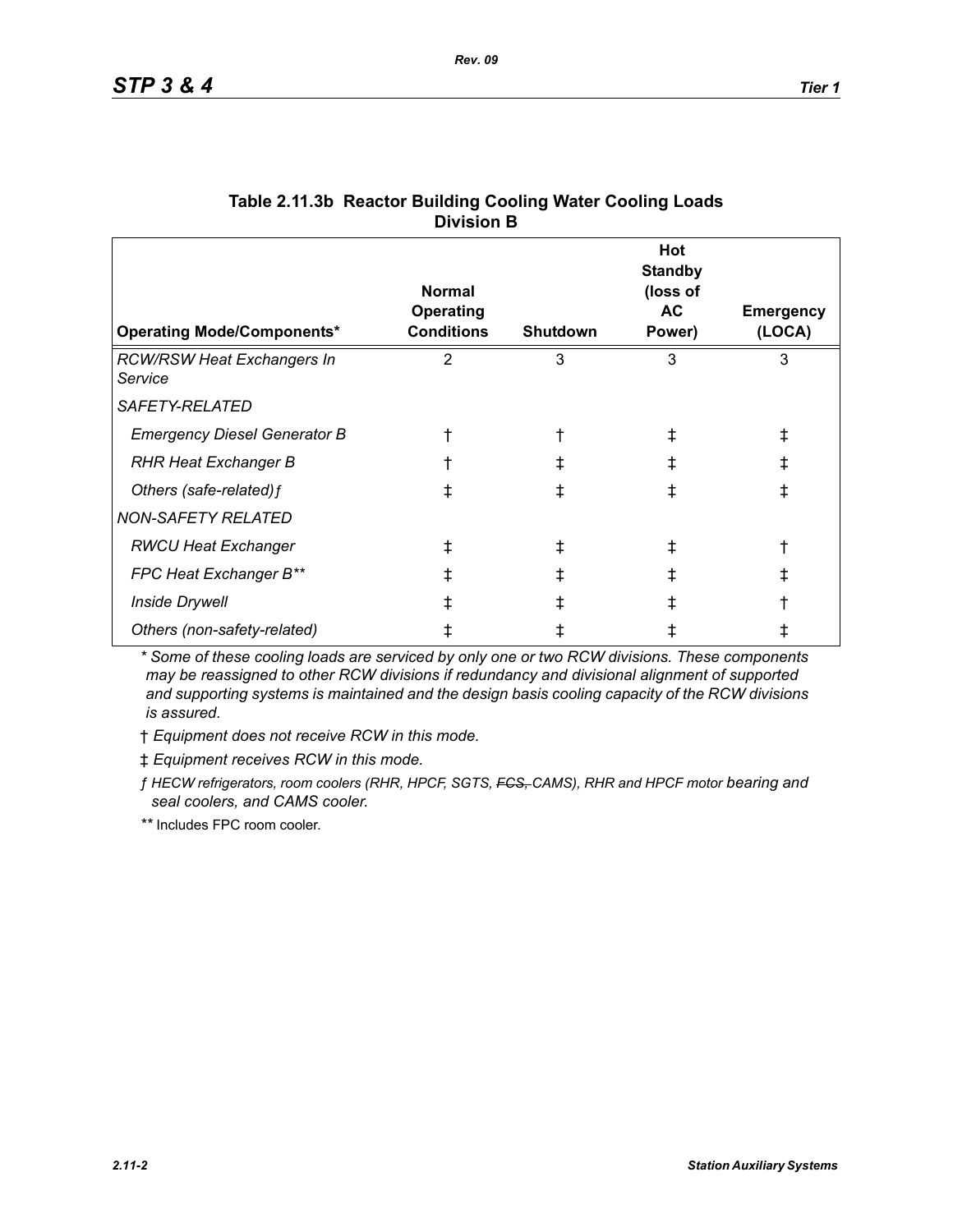**Table 2.11.3b Reactor Building Cooling Water Cooling Loads Division B**

| Operating Mode/Components* | Normal Operating Conditions | Shutdown | Hot Standby (loss of AC Power) | Emergency (LOCA) |
|---|---|---|---|---|
| *RCW/RSW Heat Exchangers In Service* | 2 | 3 | 3 | 3 |
| *SAFETY-RELATED* | | | | |
| *Emergency Diesel Generator B* | † | † | ‡ | ‡ |
| *RHR Heat Exchanger B* | † | ‡ | ‡ | ‡ |
| *Others (safe-related)ƒ* | ‡ | ‡ | ‡ | ‡ |
| *NON-SAFETY RELATED* | | | | |
| *RWCU Heat Exchanger* | ‡ | ‡ | ‡ | † |
| *FPC Heat Exchanger B*** | ‡ | ‡ | ‡ | ‡ |
| *Inside Drywell* | ‡ | ‡ | ‡ | † |
| *Others (non-safety-related)* | ‡ | ‡ | ‡ | ‡ |

*\* Some of these cooling loads are serviced by only one or two RCW divisions. These components may be reassigned to other RCW divisions if redundancy and divisional alignment of supported and supporting systems is maintained and the design basis cooling capacity of the RCW divisions is assured.*

† *Equipment does not receive RCW in this mode.*

‡ *Equipment receives RCW in this mode.*

*ƒ HECW refrigerators, room coolers (RHR, HPCF, SGTS, ~~FCS,~~ CAMS), RHR and HPCF motor bearing and seal coolers, and CAMS cooler.*

** Includes FPC room cooler.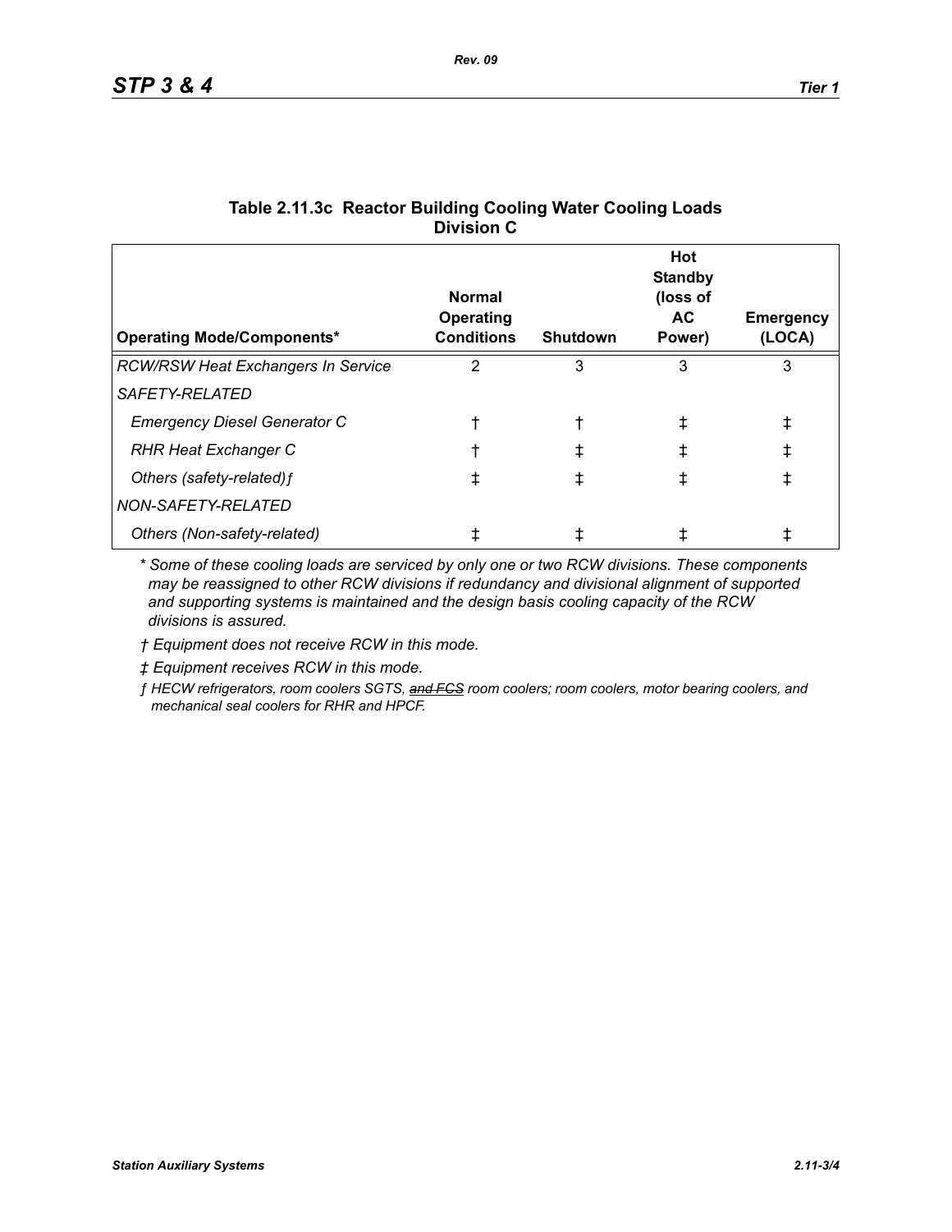**Table 2.11.3c Reactor Building Cooling Water Cooling Loads Division C**

| *Operating Mode/Components\** | **Normal Operating Conditions** | **Shutdown** | **Hot Standby (loss of AC Power)** | **Emergency (LOCA)** |
|---|---|---|---|---|
| *RCW/RSW Heat Exchangers In Service* | 2 | 3 | 3 | 3 |
| *SAFETY-RELATED* | | | | |
| *Emergency Diesel Generator C* | † | † | ‡ | ‡ |
| *RHR Heat Exchanger C* | † | ‡ | ‡ | ‡ |
| *Others (safety-related)ƒ* | ‡ | ‡ | ‡ | ‡ |
| *NON-SAFETY-RELATED* | | | | |
| *Others (Non-safety-related)* | ‡ | ‡ | ‡ | ‡ |

*\* Some of these cooling loads are serviced by only one or two RCW divisions. These components may be reassigned to other RCW divisions if redundancy and divisional alignment of supported and supporting systems is maintained and the design basis cooling capacity of the RCW divisions is assured.*

*† Equipment does not receive RCW in this mode.*

*‡ Equipment receives RCW in this mode.*

*ƒ HECW refrigerators, room coolers SGTS, ~~and FCS~~ room coolers; room coolers, motor bearing coolers, and mechanical seal coolers for RHR and HPCF.*